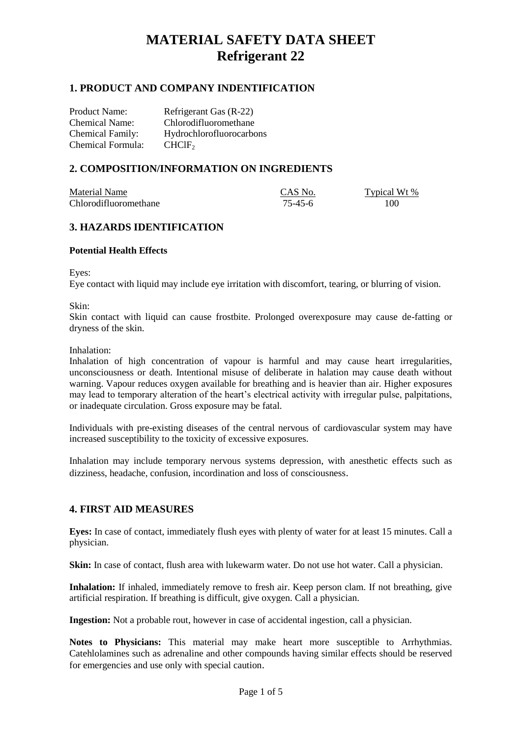# MATERIAL SAFETY DATA SHEET
# Refrigerant 22

## 1. PRODUCT AND COMPANY INDENTIFICATION

| | |
|---|---|
| Product Name: | Refrigerant Gas (R-22) |
| Chemical Name: | Chlorodifluoromethane |
| Chemical Family: | Hydrochlorofluorocarbons |
| Chemical Formula: | $CHClF_2$ |

## 2. COMPOSITION/INFORMATION ON INGREDIENTS

| Material Name | CAS No. | Typical Wt % |
|---|---|---|
| Chlorodifluoromethane | 75-45-6 | 100 |

## 3. HAZARDS IDENTIFICATION

### Potential Health Effects

Eyes:
Eye contact with liquid may include eye irritation with discomfort, tearing, or blurring of vision.

Skin:
Skin contact with liquid can cause frostbite. Prolonged overexposure may cause de-fatting or dryness of the skin.

Inhalation:
Inhalation of high concentration of vapour is harmful and may cause heart irregularities, unconsciousness or death. Intentional misuse of deliberate in halation may cause death without warning. Vapour reduces oxygen available for breathing and is heavier than air. Higher exposures may lead to temporary alteration of the heart's electrical activity with irregular pulse, palpitations, or inadequate circulation. Gross exposure may be fatal.

Individuals with pre-existing diseases of the central nervous of cardiovascular system may have increased susceptibility to the toxicity of excessive exposures.

Inhalation may include temporary nervous systems depression, with anesthetic effects such as dizziness, headache, confusion, incordination and loss of consciousness.

## 4. FIRST AID MEASURES

**Eyes:** In case of contact, immediately flush eyes with plenty of water for at least 15 minutes. Call a physician.

**Skin:** In case of contact, flush area with lukewarm water. Do not use hot water. Call a physician.

**Inhalation:** If inhaled, immediately remove to fresh air. Keep person clam. If not breathing, give artificial respiration. If breathing is difficult, give oxygen. Call a physician.

**Ingestion:** Not a probable rout, however in case of accidental ingestion, call a physician.

**Notes to Physicians:** This material may make heart more susceptible to Arrhythmias. Catehlolamines such as adrenaline and other compounds having similar effects should be reserved for emergencies and use only with special caution.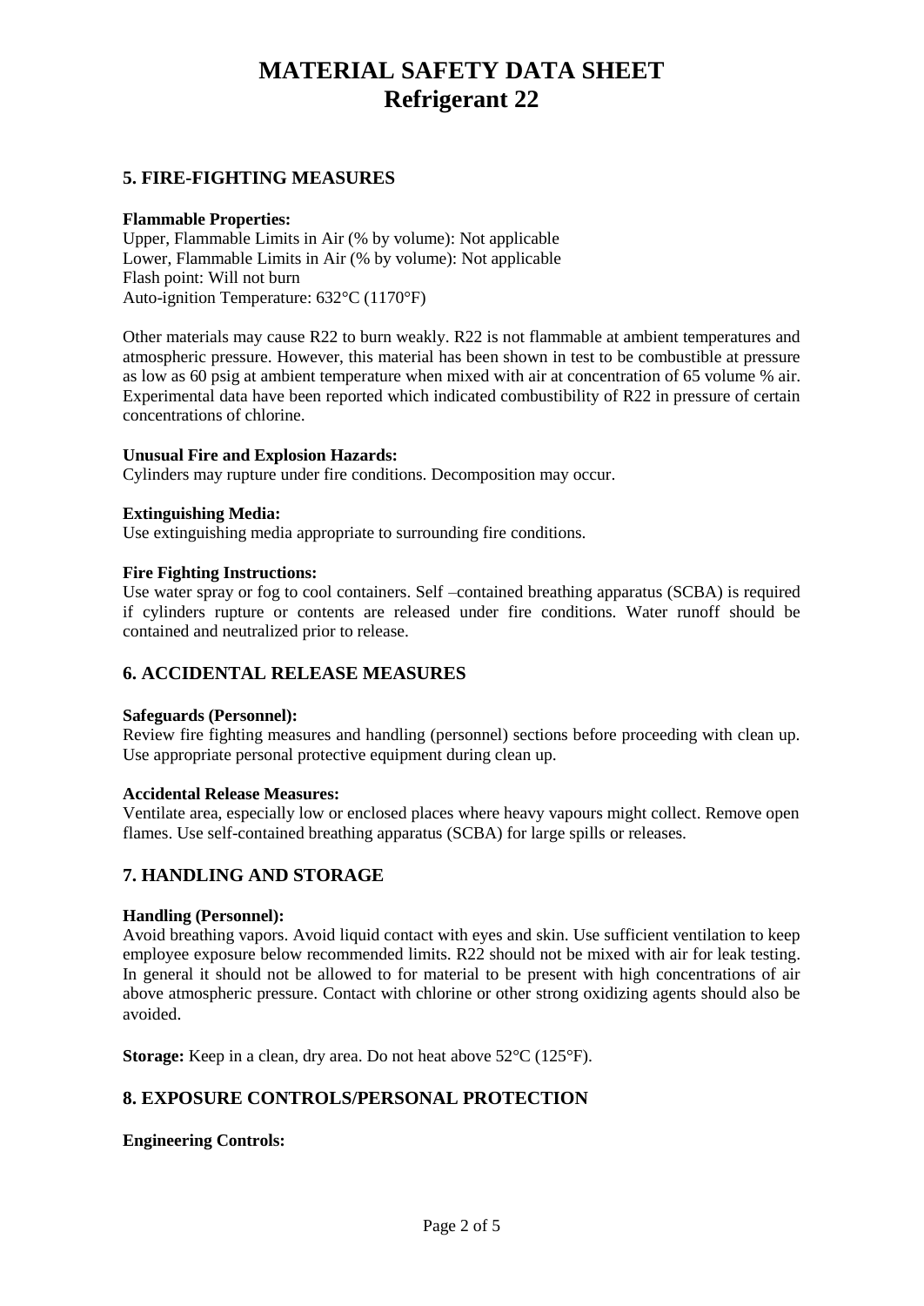# MATERIAL SAFETY DATA SHEET
# Refrigerant 22

## 5. FIRE-FIGHTING MEASURES

**Flammable Properties:**
Upper, Flammable Limits in Air (% by volume): Not applicable
Lower, Flammable Limits in Air (% by volume): Not applicable
Flash point: Will not burn
Auto-ignition Temperature: 632°C (1170°F)

Other materials may cause R22 to burn weakly. R22 is not flammable at ambient temperatures and atmospheric pressure. However, this material has been shown in test to be combustible at pressure as low as 60 psig at ambient temperature when mixed with air at concentration of 65 volume % air. Experimental data have been reported which indicated combustibility of R22 in pressure of certain concentrations of chlorine.

**Unusual Fire and Explosion Hazards:**
Cylinders may rupture under fire conditions. Decomposition may occur.

**Extinguishing Media:**
Use extinguishing media appropriate to surrounding fire conditions.

**Fire Fighting Instructions:**
Use water spray or fog to cool containers. Self –contained breathing apparatus (SCBA) is required if cylinders rupture or contents are released under fire conditions. Water runoff should be contained and neutralized prior to release.

## 6. ACCIDENTAL RELEASE MEASURES

**Safeguards (Personnel):**
Review fire fighting measures and handling (personnel) sections before proceeding with clean up. Use appropriate personal protective equipment during clean up.

**Accidental Release Measures:**
Ventilate area, especially low or enclosed places where heavy vapours might collect. Remove open flames. Use self-contained breathing apparatus (SCBA) for large spills or releases.

## 7. HANDLING AND STORAGE

**Handling (Personnel):**
Avoid breathing vapors. Avoid liquid contact with eyes and skin. Use sufficient ventilation to keep employee exposure below recommended limits. R22 should not be mixed with air for leak testing. In general it should not be allowed to for material to be present with high concentrations of air above atmospheric pressure. Contact with chlorine or other strong oxidizing agents should also be avoided.

**Storage:** Keep in a clean, dry area. Do not heat above 52°C (125°F).

## 8. EXPOSURE CONTROLS/PERSONAL PROTECTION

**Engineering Controls:**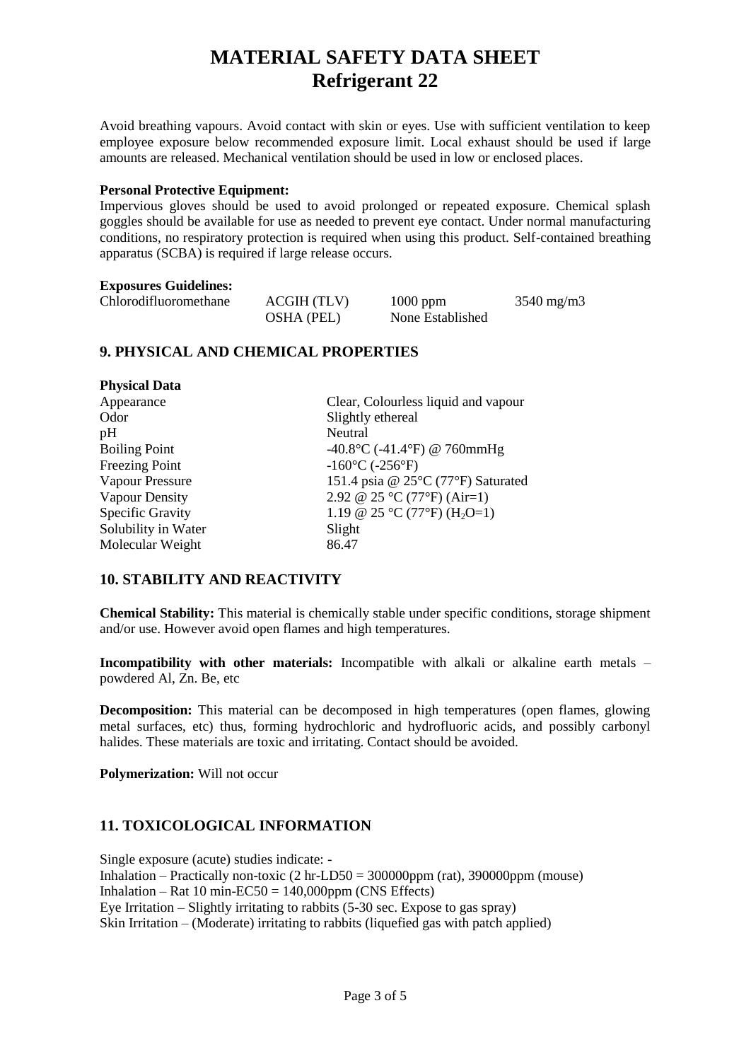# MATERIAL SAFETY DATA SHEET
# Refrigerant 22

Avoid breathing vapours. Avoid contact with skin or eyes. Use with sufficient ventilation to keep employee exposure below recommended exposure limit. Local exhaust should be used if large amounts are released. Mechanical ventilation should be used in low or enclosed places.

**Personal Protective Equipment:**
Impervious gloves should be used to avoid prolonged or repeated exposure. Chemical splash goggles should be available for use as needed to prevent eye contact. Under normal manufacturing conditions, no respiratory protection is required when using this product. Self-contained breathing apparatus (SCBA) is required if large release occurs.

**Exposures Guidelines:**

| | | | |
|---|---|---|---|
| Chlorodifluoromethane | ACGIH (TLV) | 1000 ppm | 3540 mg/m3 |
| | OSHA (PEL) | None Established | |

## 9. PHYSICAL AND CHEMICAL PROPERTIES

**Physical Data**

| | |
|---|---|
| Appearance | Clear, Colourless liquid and vapour |
| Odor | Slightly ethereal |
| pH | Neutral |
| Boiling Point | -40.8°C (-41.4°F) @ 760mmHg |
| Freezing Point | -160°C (-256°F) |
| Vapour Pressure | 151.4 psia @ 25°C (77°F) Saturated |
| Vapour Density | 2.92 @ 25 °C (77°F) (Air=1) |
| Specific Gravity | 1.19 @ 25 °C (77°F) ($H_2O$=1) |
| Solubility in Water | Slight |
| Molecular Weight | 86.47 |

## 10. STABILITY AND REACTIVITY

**Chemical Stability:** This material is chemically stable under specific conditions, storage shipment and/or use. However avoid open flames and high temperatures.

**Incompatibility with other materials:** Incompatible with alkali or alkaline earth metals – powdered Al, Zn. Be, etc

**Decomposition:** This material can be decomposed in high temperatures (open flames, glowing metal surfaces, etc) thus, forming hydrochloric and hydrofluoric acids, and possibly carbonyl halides. These materials are toxic and irritating. Contact should be avoided.

**Polymerization:** Will not occur

## 11. TOXICOLOGICAL INFORMATION

Single exposure (acute) studies indicate: -
Inhalation – Practically non-toxic (2 hr-LD50 = 300000ppm (rat), 390000ppm (mouse)
Inhalation – Rat 10 min-EC50 = 140,000ppm (CNS Effects)
Eye Irritation – Slightly irritating to rabbits (5-30 sec. Expose to gas spray)
Skin Irritation – (Moderate) irritating to rabbits (liquefied gas with patch applied)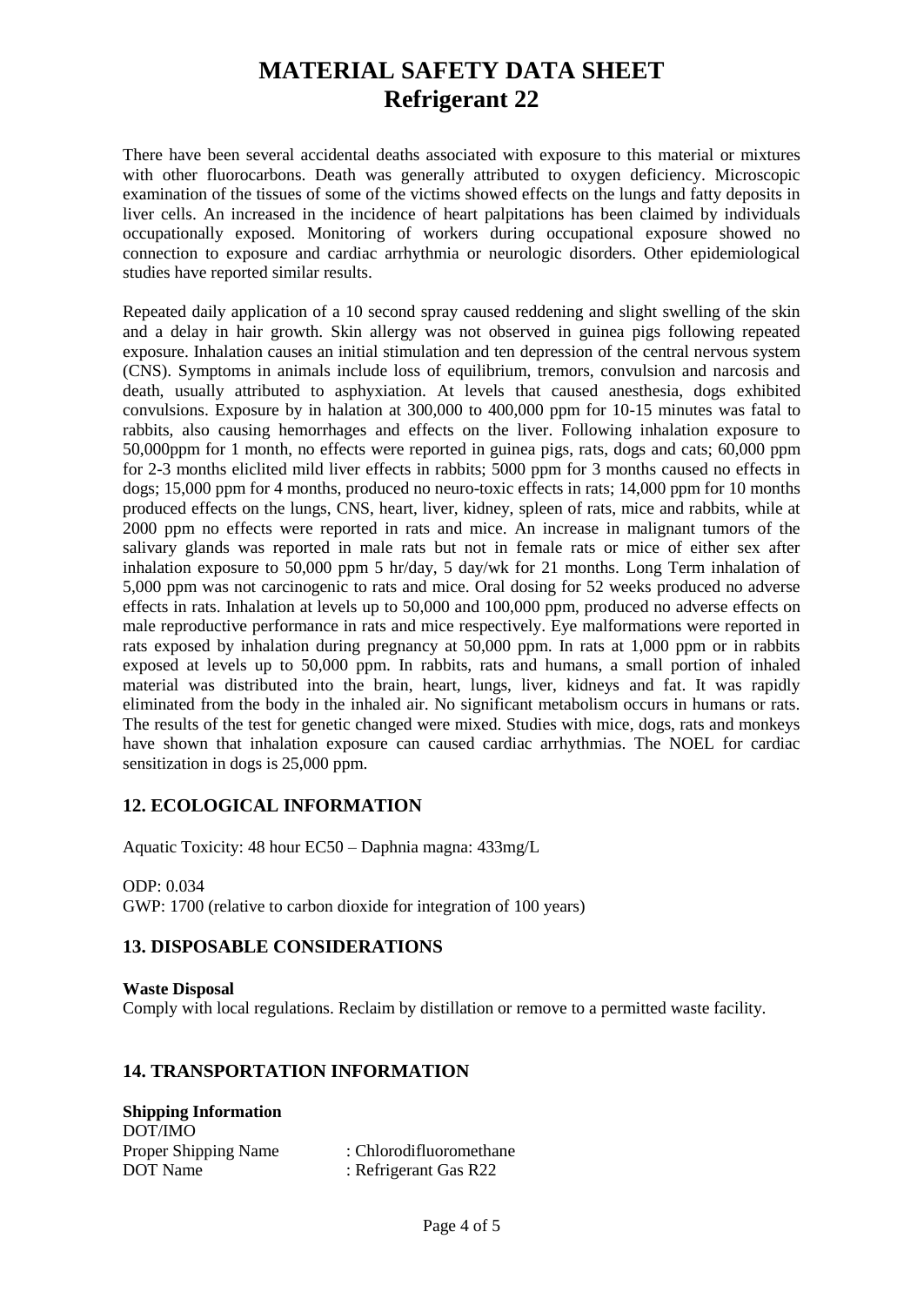# MATERIAL SAFETY DATA SHEET
# Refrigerant 22

There have been several accidental deaths associated with exposure to this material or mixtures with other fluorocarbons. Death was generally attributed to oxygen deficiency. Microscopic examination of the tissues of some of the victims showed effects on the lungs and fatty deposits in liver cells. An increased in the incidence of heart palpitations has been claimed by individuals occupationally exposed. Monitoring of workers during occupational exposure showed no connection to exposure and cardiac arrhythmia or neurologic disorders. Other epidemiological studies have reported similar results.

Repeated daily application of a 10 second spray caused reddening and slight swelling of the skin and a delay in hair growth. Skin allergy was not observed in guinea pigs following repeated exposure. Inhalation causes an initial stimulation and ten depression of the central nervous system (CNS). Symptoms in animals include loss of equilibrium, tremors, convulsion and narcosis and death, usually attributed to asphyxiation. At levels that caused anesthesia, dogs exhibited convulsions. Exposure by in halation at 300,000 to 400,000 ppm for 10-15 minutes was fatal to rabbits, also causing hemorrhages and effects on the liver. Following inhalation exposure to 50,000ppm for 1 month, no effects were reported in guinea pigs, rats, dogs and cats; 60,000 ppm for 2-3 months eliclited mild liver effects in rabbits; 5000 ppm for 3 months caused no effects in dogs; 15,000 ppm for 4 months, produced no neuro-toxic effects in rats; 14,000 ppm for 10 months produced effects on the lungs, CNS, heart, liver, kidney, spleen of rats, mice and rabbits, while at 2000 ppm no effects were reported in rats and mice. An increase in malignant tumors of the salivary glands was reported in male rats but not in female rats or mice of either sex after inhalation exposure to 50,000 ppm 5 hr/day, 5 day/wk for 21 months. Long Term inhalation of 5,000 ppm was not carcinogenic to rats and mice. Oral dosing for 52 weeks produced no adverse effects in rats. Inhalation at levels up to 50,000 and 100,000 ppm, produced no adverse effects on male reproductive performance in rats and mice respectively. Eye malformations were reported in rats exposed by inhalation during pregnancy at 50,000 ppm. In rats at 1,000 ppm or in rabbits exposed at levels up to 50,000 ppm. In rabbits, rats and humans, a small portion of inhaled material was distributed into the brain, heart, lungs, liver, kidneys and fat. It was rapidly eliminated from the body in the inhaled air. No significant metabolism occurs in humans or rats. The results of the test for genetic changed were mixed. Studies with mice, dogs, rats and monkeys have shown that inhalation exposure can caused cardiac arrhythmias. The NOEL for cardiac sensitization in dogs is 25,000 ppm.

## 12. ECOLOGICAL INFORMATION

Aquatic Toxicity: 48 hour EC50 – Daphnia magna: 433mg/L

ODP: 0.034
GWP: 1700 (relative to carbon dioxide for integration of 100 years)

## 13. DISPOSABLE CONSIDERATIONS

**Waste Disposal**
Comply with local regulations. Reclaim by distillation or remove to a permitted waste facility.

## 14. TRANSPORTATION INFORMATION

**Shipping Information**
DOT/IMO

| | |
|---|---|
| Proper Shipping Name | : Chlorodifluoromethane |
| DOT Name | : Refrigerant Gas R22 |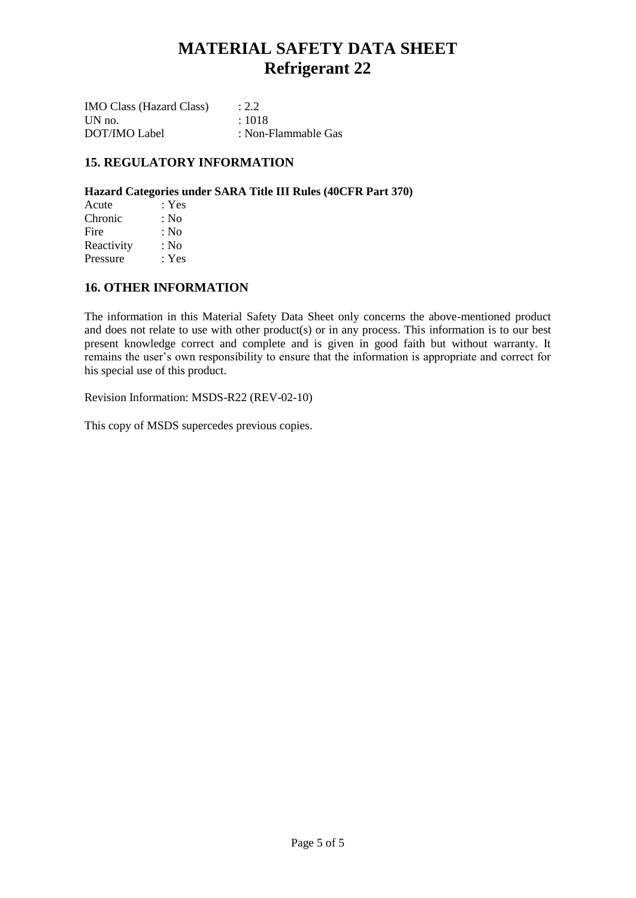# MATERIAL SAFETY DATA SHEET
# Refrigerant 22

IMO Class (Hazard Class) : 2.2
UN no. : 1018
DOT/IMO Label : Non-Flammable Gas

## 15. REGULATORY INFORMATION

**Hazard Categories under SARA Title III Rules (40CFR Part 370)**

Acute : Yes
Chronic : No
Fire : No
Reactivity : No
Pressure : Yes

## 16. OTHER INFORMATION

The information in this Material Safety Data Sheet only concerns the above-mentioned product and does not relate to use with other product(s) or in any process. This information is to our best present knowledge correct and complete and is given in good faith but without warranty. It remains the user's own responsibility to ensure that the information is appropriate and correct for his special use of this product.

Revision Information: MSDS-R22 (REV-02-10)

This copy of MSDS supercedes previous copies.